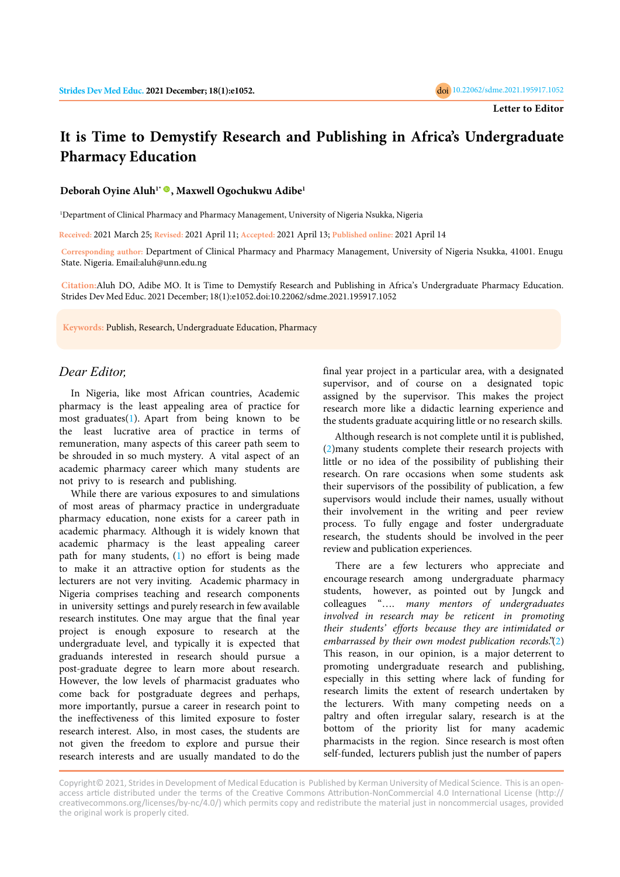Letter to Editor

# It is Time to Demystify Research and Publishing in Africa's Undergraduate Pharmacy Education

**Deborah Oyine Aluh[1*], Maxwell Ogochukwu Adibe[1]**

[1]Department of Clinical Pharmacy and Pharmacy Management, University of Nigeria Nsukka, Nigeria

Received: 2021 March 25; Revised: 2021 April 11; Accepted: 2021 April 13; Published online: 2021 April 14

Corresponding author: Department of Clinical Pharmacy and Pharmacy Management, University of Nigeria Nsukka, 41001. Enugu State. Nigeria. Email:aluh@unn.edu.ng

Citation:Aluh DO, Adibe MO. It is Time to Demystify Research and Publishing in Africa's Undergraduate Pharmacy Education. Strides Dev Med Educ. 2021 December; 18(1):e1052.doi:10.22062/sdme.2021.195917.1052

**Keywords:** Publish, Research, Undergraduate Education, Pharmacy

*Dear Editor,*

In Nigeria, like most African countries, Academic pharmacy is the least appealing area of practice for most graduates(1). Apart from being known to be the least lucrative area of practice in terms of remuneration, many aspects of this career path seem to be shrouded in so much mystery. A vital aspect of an academic pharmacy career which many students are not privy to is research and publishing.

While there are various exposures to and simulations of most areas of pharmacy practice in undergraduate pharmacy education, none exists for a career path in academic pharmacy. Although it is widely known that academic pharmacy is the least appealing career path for many students, (1) no effort is being made to make it an attractive option for students as the lecturers are not very inviting. Academic pharmacy in Nigeria comprises teaching and research components in university settings and purely research in few available research institutes. One may argue that the final year project is enough exposure to research at the undergraduate level, and typically it is expected that graduands interested in research should pursue a post-graduate degree to learn more about research. However, the low levels of pharmacist graduates who come back for postgraduate degrees and perhaps, more importantly, pursue a career in research point to the ineffectiveness of this limited exposure to foster research interest. Also, in most cases, the students are not given the freedom to explore and pursue their research interests and are usually mandated to do the final year project in a particular area, with a designated supervisor, and of course on a designated topic assigned by the supervisor. This makes the project research more like a didactic learning experience and the students graduate acquiring little or no research skills.

Although research is not complete until it is published, (2)many students complete their research projects with little or no idea of the possibility of publishing their research. On rare occasions when some students ask their supervisors of the possibility of publication, a few supervisors would include their names, usually without their involvement in the writing and peer review process. To fully engage and foster undergraduate research, the students should be involved in the peer review and publication experiences.

There are a few lecturers who appreciate and encourage research among undergraduate pharmacy students, however, as pointed out by Jungck and colleagues "…. *many mentors of undergraduates involved in research may be reticent in promoting their students' efforts because they are intimidated or embarrassed by their own modest publication records*."(2) This reason, in our opinion, is a major deterrent to promoting undergraduate research and publishing, especially in this setting where lack of funding for research limits the extent of research undertaken by the lecturers. With many competing needs on a paltry and often irregular salary, research is at the bottom of the priority list for many academic pharmacists in the region. Since research is most often self-funded, lecturers publish just the number of papers

Copyright© 2021, Strides in Development of Medical Education is Published by Kerman University of Medical Science. This is an open-access article distributed under the terms of the Creative Commons Attribution-NonCommercial 4.0 International License (http://creativecommons.org/licenses/by-nc/4.0/) which permits copy and redistribute the material just in noncommercial usages, provided the original work is properly cited.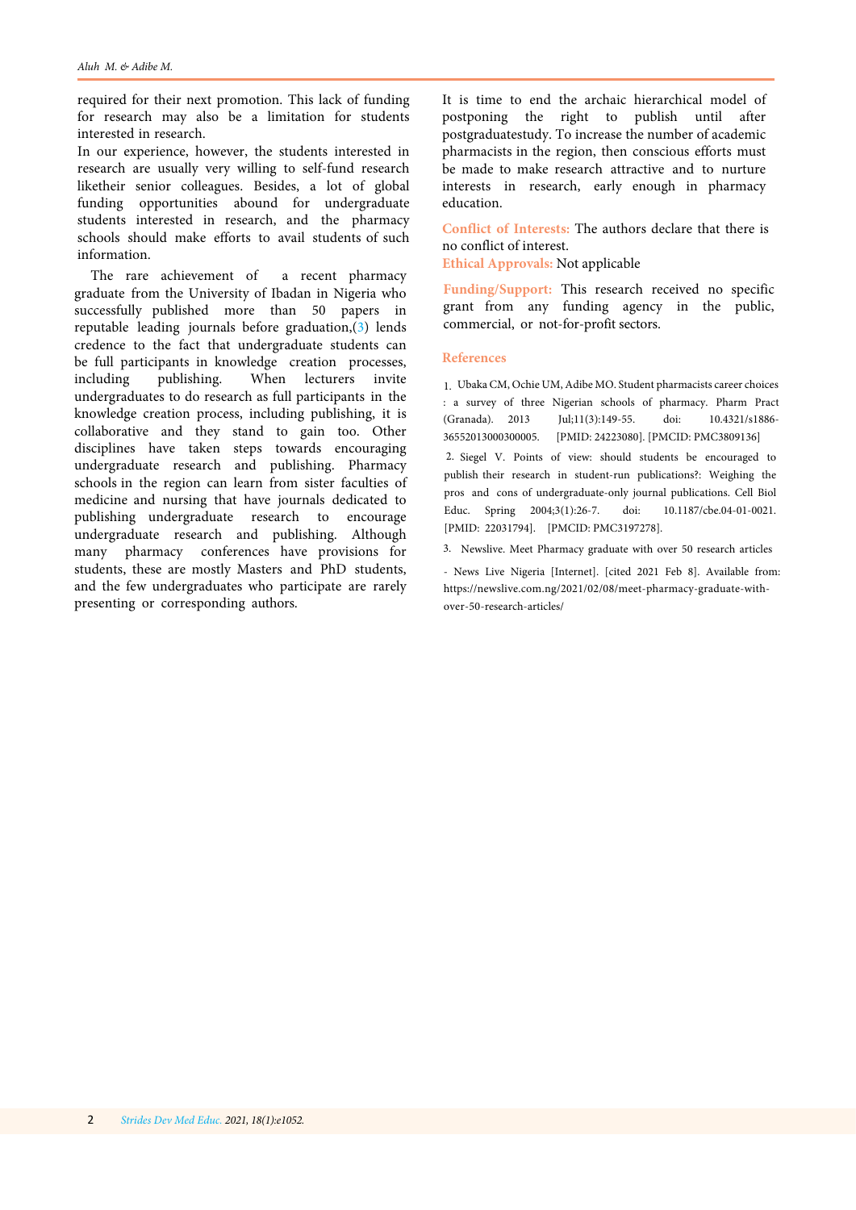required for their next promotion. This lack of funding for research may also be a limitation for students interested in research.

In our experience, however, the students interested in research are usually very willing to self-fund research liketheir senior colleagues. Besides, a lot of global funding opportunities abound for undergraduate students interested in research, and the pharmacy schools should make efforts to avail students of such information.

The rare achievement of a recent pharmacy graduate from the University of Ibadan in Nigeria who successfully published more than 50 papers in reputable leading journals before graduation,(3) lends credence to the fact that undergraduate students can be full participants in knowledge creation processes, including publishing. When lecturers invite undergraduates to do research as full participants in the knowledge creation process, including publishing, it is collaborative and they stand to gain too. Other disciplines have taken steps towards encouraging undergraduate research and publishing. Pharmacy schools in the region can learn from sister faculties of medicine and nursing that have journals dedicated to publishing undergraduate research to encourage undergraduate research and publishing. Although many pharmacy conferences have provisions for students, these are mostly Masters and PhD students, and the few undergraduates who participate are rarely presenting or corresponding authors.

It is time to end the archaic hierarchical model of postponing the right to publish until after postgraduatestudy. To increase the number of academic pharmacists in the region, then conscious efforts must be made to make research attractive and to nurture interests in research, early enough in pharmacy education.

**Conflict of Interests:** The authors declare that there is no conflict of interest.

**Ethical Approvals:** Not applicable

**Funding/Support:** This research received no specific grant from any funding agency in the public, commercial, or not-for-profit sectors.

## References

1. Ubaka CM, Ochie UM, Adibe MO. Student pharmacists career choices : a survey of three Nigerian schools of pharmacy. Pharm Pract (Granada). 2013 Jul;11(3):149-55. doi: 10.4321/s1886-36552013000300005. [PMID: 24223080]. [PMCID: PMC3809136]
2. Siegel V. Points of view: should students be encouraged to publish their research in student-run publications?: Weighing the pros and cons of undergraduate-only journal publications. Cell Biol Educ. Spring 2004;3(1):26-7. doi: 10.1187/cbe.04-01-0021. [PMID: 22031794]. [PMCID: PMC3197278].
3. Newslive. Meet Pharmacy graduate with over 50 research articles - News Live Nigeria [Internet]. [cited 2021 Feb 8]. Available from: https://newslive.com.ng/2021/02/08/meet-pharmacy-graduate-with-over-50-research-articles/